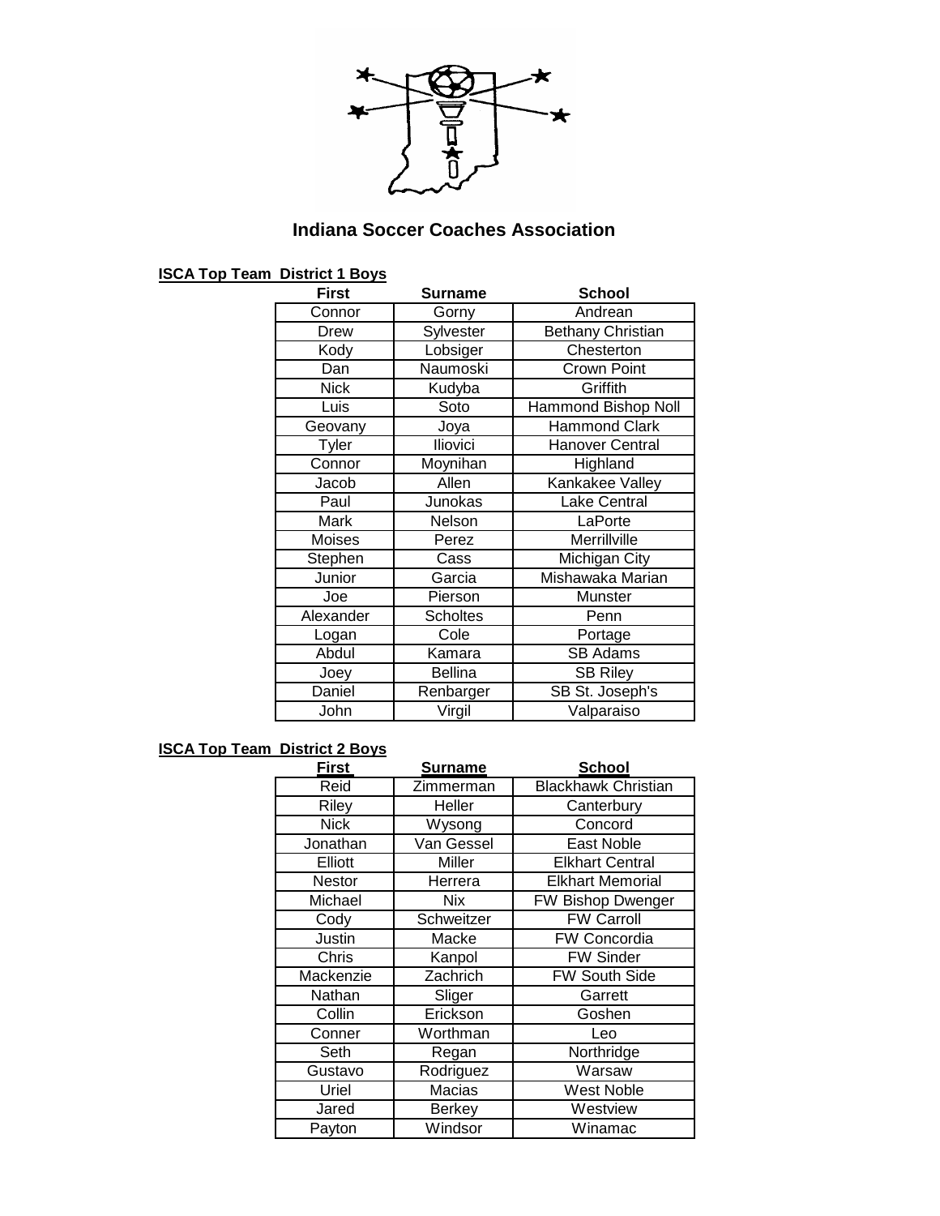# Indiana Soccer Coaches Association

**ISCA Top Team District 1 Boys**

| First | Surname | School |
|---|---|---|
| Connor | Gorny | Andrean |
| Drew | Sylvester | Bethany Christian |
| Kody | Lobsiger | Chesterton |
| Dan | Naumoski | Crown Point |
| Nick | Kudyba | Griffith |
| Luis | Soto | Hammond Bishop Noll |
| Geovany | Joya | Hammond Clark |
| Tyler | Iliovici | Hanover Central |
| Connor | Moynihan | Highland |
| Jacob | Allen | Kankakee Valley |
| Paul | Junokas | Lake Central |
| Mark | Nelson | LaPorte |
| Moises | Perez | Merrillville |
| Stephen | Cass | Michigan City |
| Junior | Garcia | Mishawaka Marian |
| Joe | Pierson | Munster |
| Alexander | Scholtes | Penn |
| Logan | Cole | Portage |
| Abdul | Kamara | SB Adams |
| Joey | Bellina | SB Riley |
| Daniel | Renbarger | SB St. Joseph's |
| John | Virgil | Valparaiso |

**ISCA Top Team District 2 Boys**

| First | Surname | School |
|---|---|---|
| Reid | Zimmerman | Blackhawk Christian |
| Riley | Heller | Canterbury |
| Nick | Wysong | Concord |
| Jonathan | Van Gessel | East Noble |
| Elliott | Miller | Elkhart Central |
| Nestor | Herrera | Elkhart Memorial |
| Michael | Nix | FW Bishop Dwenger |
| Cody | Schweitzer | FW Carroll |
| Justin | Macke | FW Concordia |
| Chris | Kanpol | FW Sinder |
| Mackenzie | Zachrich | FW South Side |
| Nathan | Sliger | Garrett |
| Collin | Erickson | Goshen |
| Conner | Worthman | Leo |
| Seth | Regan | Northridge |
| Gustavo | Rodriguez | Warsaw |
| Uriel | Macias | West Noble |
| Jared | Berkey | Westview |
| Payton | Windsor | Winamac |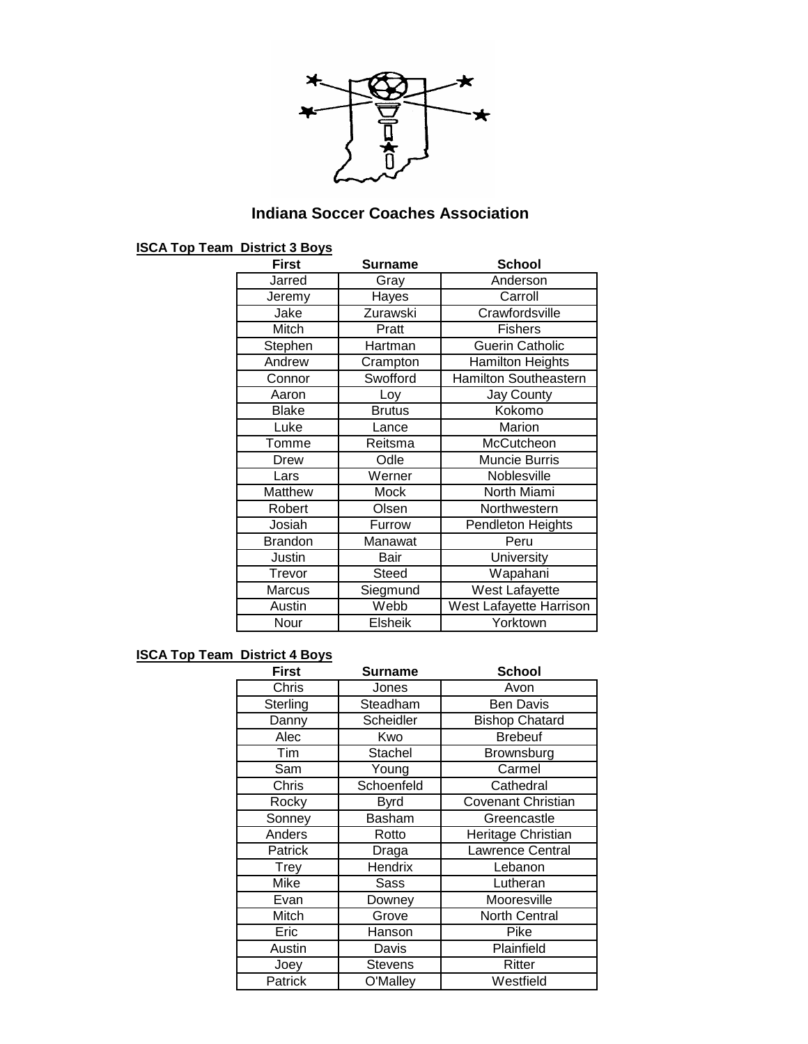## Indiana Soccer Coaches Association

**ISCA Top Team District 3 Boys**

| First | Surname | School |
|---|---|---|
| Jarred | Gray | Anderson |
| Jeremy | Hayes | Carroll |
| Jake | Zurawski | Crawfordsville |
| Mitch | Pratt | Fishers |
| Stephen | Hartman | Guerin Catholic |
| Andrew | Crampton | Hamilton Heights |
| Connor | Swofford | Hamilton Southeastern |
| Aaron | Loy | Jay County |
| Blake | Brutus | Kokomo |
| Luke | Lance | Marion |
| Tomme | Reitsma | McCutcheon |
| Drew | Odle | Muncie Burris |
| Lars | Werner | Noblesville |
| Matthew | Mock | North Miami |
| Robert | Olsen | Northwestern |
| Josiah | Furrow | Pendleton Heights |
| Brandon | Manawat | Peru |
| Justin | Bair | University |
| Trevor | Steed | Wapahani |
| Marcus | Siegmund | West Lafayette |
| Austin | Webb | West Lafayette Harrison |
| Nour | Elsheik | Yorktown |

**ISCA Top Team District 4 Boys**

| First | Surname | School |
|---|---|---|
| Chris | Jones | Avon |
| Sterling | Steadham | Ben Davis |
| Danny | Scheidler | Bishop Chatard |
| Alec | Kwo | Brebeuf |
| Tim | Stachel | Brownsburg |
| Sam | Young | Carmel |
| Chris | Schoenfeld | Cathedral |
| Rocky | Byrd | Covenant Christian |
| Sonney | Basham | Greencastle |
| Anders | Rotto | Heritage Christian |
| Patrick | Draga | Lawrence Central |
| Trey | Hendrix | Lebanon |
| Mike | Sass | Lutheran |
| Evan | Downey | Mooresville |
| Mitch | Grove | North Central |
| Eric | Hanson | Pike |
| Austin | Davis | Plainfield |
| Joey | Stevens | Ritter |
| Patrick | O'Malley | Westfield |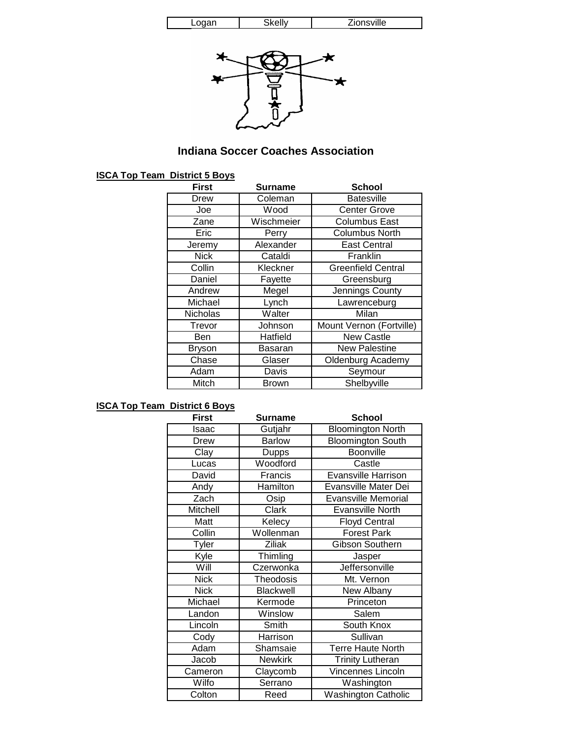| | | |
|---|---|---|
| Logan | Skelly | Zionsville |

## Indiana Soccer Coaches Association

**ISCA Top Team District 5 Boys**

| First | Surname | School |
|---|---|---|
| Drew | Coleman | Batesville |
| Joe | Wood | Center Grove |
| Zane | Wischmeier | Columbus East |
| Eric | Perry | Columbus North |
| Jeremy | Alexander | East Central |
| Nick | Cataldi | Franklin |
| Collin | Kleckner | Greenfield Central |
| Daniel | Fayette | Greensburg |
| Andrew | Megel | Jennings County |
| Michael | Lynch | Lawrenceburg |
| Nicholas | Walter | Milan |
| Trevor | Johnson | Mount Vernon (Fortville) |
| Ben | Hatfield | New Castle |
| Bryson | Basaran | New Palestine |
| Chase | Glaser | Oldenburg Academy |
| Adam | Davis | Seymour |
| Mitch | Brown | Shelbyville |

**ISCA Top Team District 6 Boys**

| First | Surname | School |
|---|---|---|
| Isaac | Gutjahr | Bloomington North |
| Drew | Barlow | Bloomington South |
| Clay | Dupps | Boonville |
| Lucas | Woodford | Castle |
| David | Francis | Evansville Harrison |
| Andy | Hamilton | Evansville Mater Dei |
| Zach | Osip | Evansville Memorial |
| Mitchell | Clark | Evansville North |
| Matt | Kelecy | Floyd Central |
| Collin | Wollenman | Forest Park |
| Tyler | Ziliak | Gibson Southern |
| Kyle | Thimling | Jasper |
| Will | Czerwonka | Jeffersonville |
| Nick | Theodosis | Mt. Vernon |
| Nick | Blackwell | New Albany |
| Michael | Kermode | Princeton |
| Landon | Winslow | Salem |
| Lincoln | Smith | South Knox |
| Cody | Harrison | Sullivan |
| Adam | Shamsaie | Terre Haute North |
| Jacob | Newkirk | Trinity Lutheran |
| Cameron | Claycomb | Vincennes Lincoln |
| Wilfo | Serrano | Washington |
| Colton | Reed | Washington Catholic |